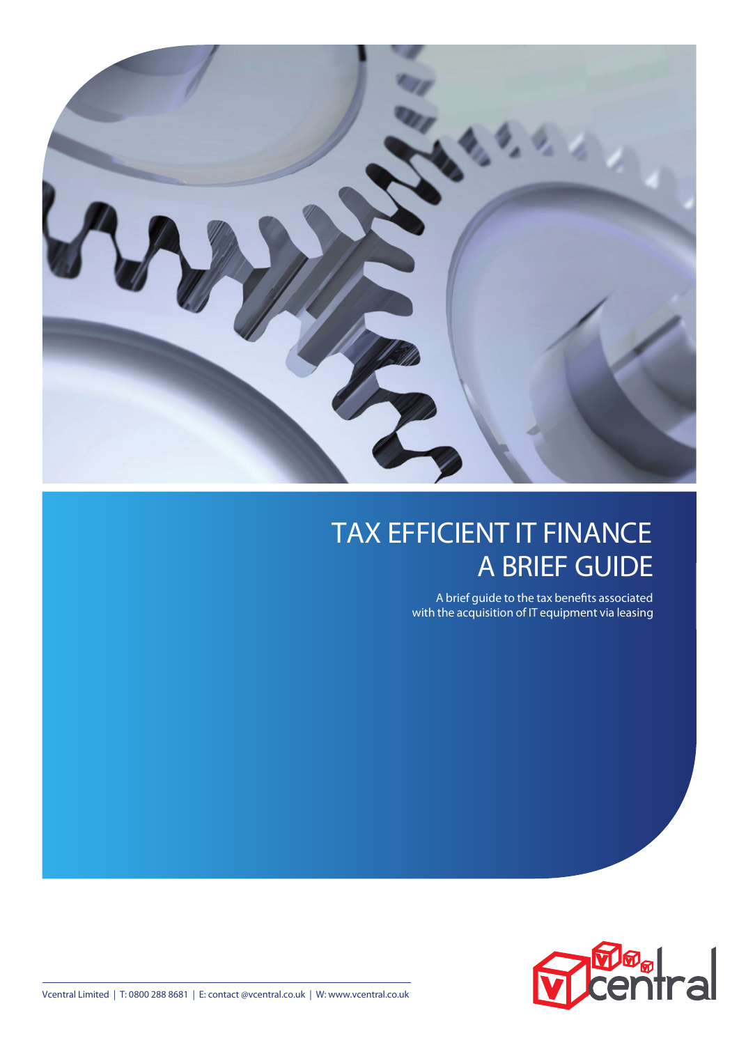# TAX EFFICIENT IT FINANCE
# A BRIEF GUIDE

A brief guide to the tax benefits associated with the acquisition of IT equipment via leasing

Vcentral Limited | T: 0800 288 8681 | E: contact @vcentral.co.uk | W: www.vcentral.co.uk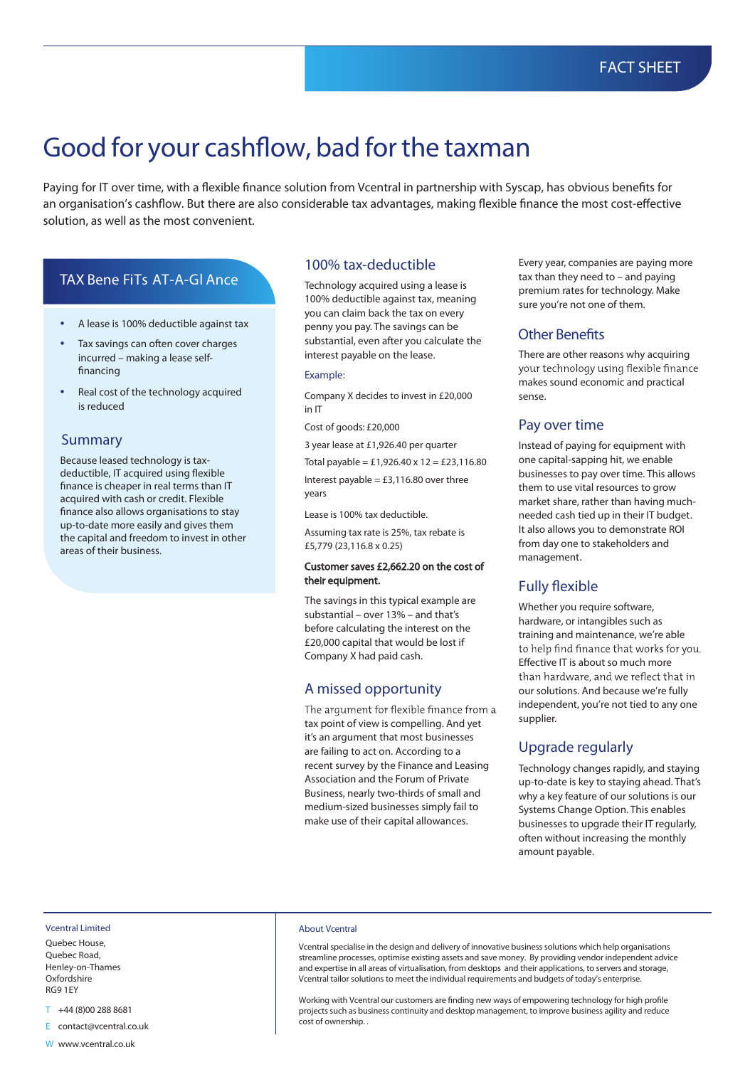FACT SHEET

# Good for your cashflow, bad for the taxman

Paying for IT over time, with a flexible finance solution from Vcentral in partnership with Syscap, has obvious benefits for an organisation's cashflow. But there are also considerable tax advantages, making flexible finance the most cost-effective solution, as well as the most convenient.

## TAX BeneFiTs AT-A-GlAnce

- A lease is 100% deductible against tax
- Tax savings can often cover charges incurred – making a lease self-financing
- Real cost of the technology acquired is reduced

## Summary

Because leased technology is tax-deductible, IT acquired using flexible finance is cheaper in real terms than IT acquired with cash or credit. Flexible finance also allows organisations to stay up-to-date more easily and gives them the capital and freedom to invest in other areas of their business.

## 100% tax-deductible

Technology acquired using a lease is 100% deductible against tax, meaning you can claim back the tax on every penny you pay. The savings can be substantial, even after you calculate the interest payable on the lease.

### Example:

Company X decides to invest in £20,000 in IT

Cost of goods: £20,000

3 year lease at £1,926.40 per quarter

Total payable = £1,926.40 x 12 = £23,116.80

Interest payable = £3,116.80 over three years

Lease is 100% tax deductible.

Assuming tax rate is 25%, tax rebate is £5,779 (23,116.8 x 0.25)

**Customer saves £2,662.20 on the cost of their equipment.**

The savings in this typical example are substantial – over 13% – and that's before calculating the interest on the £20,000 capital that would be lost if Company X had paid cash.

## A missed opportunity

The argument for flexible finance from a tax point of view is compelling. And yet it's an argument that most businesses are failing to act on. According to a recent survey by the Finance and Leasing Association and the Forum of Private Business, nearly two-thirds of small and medium-sized businesses simply fail to make use of their capital allowances.

Every year, companies are paying more tax than they need to – and paying premium rates for technology. Make sure you're not one of them.

## Other Benefits

There are other reasons why acquiring your technology using flexible finance makes sound economic and practical sense.

## Pay over time

Instead of paying for equipment with one capital-sapping hit, we enable businesses to pay over time. This allows them to use vital resources to grow market share, rather than having much-needed cash tied up in their IT budget. It also allows you to demonstrate ROI from day one to stakeholders and management.

## Fully flexible

Whether you require software, hardware, or intangibles such as training and maintenance, we're able to help find finance that works for you. Effective IT is about so much more than hardware, and we reflect that in our solutions. And because we're fully independent, you're not tied to any one supplier.

## Upgrade regularly

Technology changes rapidly, and staying up-to-date is key to staying ahead. That's why a key feature of our solutions is our Systems Change Option. This enables businesses to upgrade their IT regularly, often without increasing the monthly amount payable.

---

**Vcentral Limited**

Quebec House,
Quebec Road,
Henley-on-Thames
Oxfordshire
RG9 1EY

T +44 (8)00 288 8681

E contact@vcentral.co.uk

W www.vcentral.co.uk

**About Vcentral**

Vcentral specialise in the design and delivery of innovative business solutions which help organisations streamline processes, optimise existing assets and save money. By providing vendor independent advice and expertise in all areas of virtualisation, from desktops and their applications, to servers and storage, Vcentral tailor solutions to meet the individual requirements and budgets of today's enterprise.

Working with Vcentral our customers are finding new ways of empowering technology for high profile projects such as business continuity and desktop management, to improve business agility and reduce cost of ownership. .